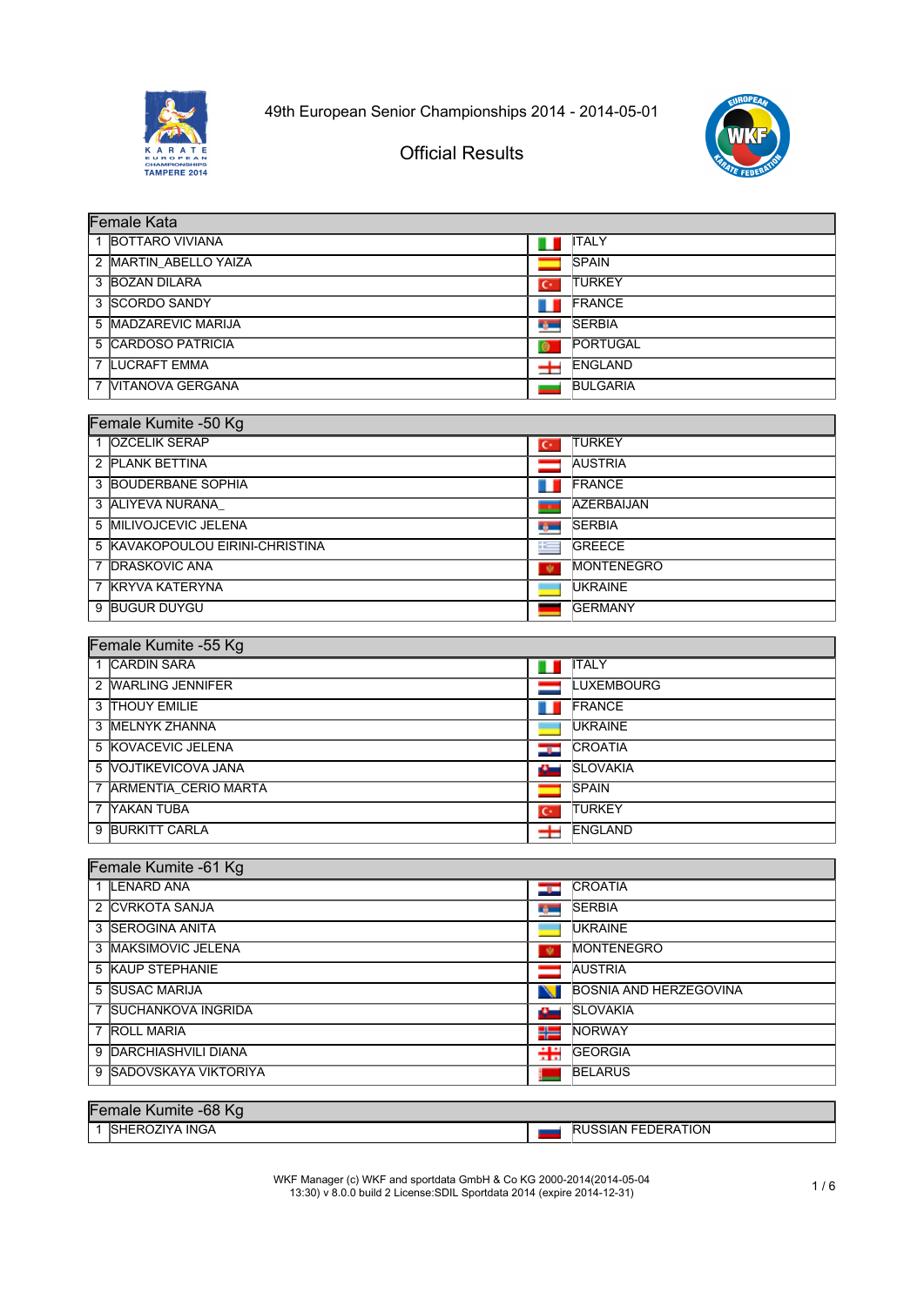# 49th European Senior Championships 2014 - 2014-05-01

## Official Results

| Female Kata | | |
|---|---|---|
| 1 | BOTTARO VIVIANA | ITALY |
| 2 | MARTIN_ABELLO YAIZA | SPAIN |
| 3 | BOZAN DILARA | TURKEY |
| 3 | SCORDO SANDY | FRANCE |
| 5 | MADZAREVIC MARIJA | SERBIA |
| 5 | CARDOSO PATRICIA | PORTUGAL |
| 7 | LUCRAFT EMMA | ENGLAND |
| 7 | VITANOVA GERGANA | BULGARIA |

| Female Kumite -50 Kg | | |
|---|---|---|
| 1 | OZCELIK SERAP | TURKEY |
| 2 | PLANK BETTINA | AUSTRIA |
| 3 | BOUDERBANE SOPHIA | FRANCE |
| 3 | ALIYEVA NURANA_ | AZERBAIJAN |
| 5 | MILIVOJCEVIC JELENA | SERBIA |
| 5 | KAVAKOPOULOU EIRINI-CHRISTINA | GREECE |
| 7 | DRASKOVIC ANA | MONTENEGRO |
| 7 | KRYVA KATERYNA | UKRAINE |
| 9 | BUGUR DUYGU | GERMANY |

| Female Kumite -55 Kg | | |
|---|---|---|
| 1 | CARDIN SARA | ITALY |
| 2 | WARLING JENNIFER | LUXEMBOURG |
| 3 | THOUY EMILIE | FRANCE |
| 3 | MELNYK ZHANNA | UKRAINE |
| 5 | KOVACEVIC JELENA | CROATIA |
| 5 | VOJTIKEVICOVA JANA | SLOVAKIA |
| 7 | ARMENTIA_CERIO MARTA | SPAIN |
| 7 | YAKAN TUBA | TURKEY |
| 9 | BURKITT CARLA | ENGLAND |

| Female Kumite -61 Kg | | |
|---|---|---|
| 1 | LENARD ANA | CROATIA |
| 2 | CVRKOTA SANJA | SERBIA |
| 3 | SEROGINA ANITA | UKRAINE |
| 3 | MAKSIMOVIC JELENA | MONTENEGRO |
| 5 | KAUP STEPHANIE | AUSTRIA |
| 5 | SUSAC MARIJA | BOSNIA AND HERZEGOVINA |
| 7 | SUCHANKOVA INGRIDA | SLOVAKIA |
| 7 | ROLL MARIA | NORWAY |
| 9 | DARCHIASHVILI DIANA | GEORGIA |
| 9 | SADOVSKAYA VIKTORIYA | BELARUS |

| Female Kumite -68 Kg | | |
|---|---|---|
| 1 | SHEROZIYA INGA | RUSSIAN FEDERATION |

WKF Manager (c) WKF and sportdata GmbH & Co KG 2000-2014(2014-05-04 13:30) v 8.0.0 build 2 License:SDIL Sportdata 2014 (expire 2014-12-31)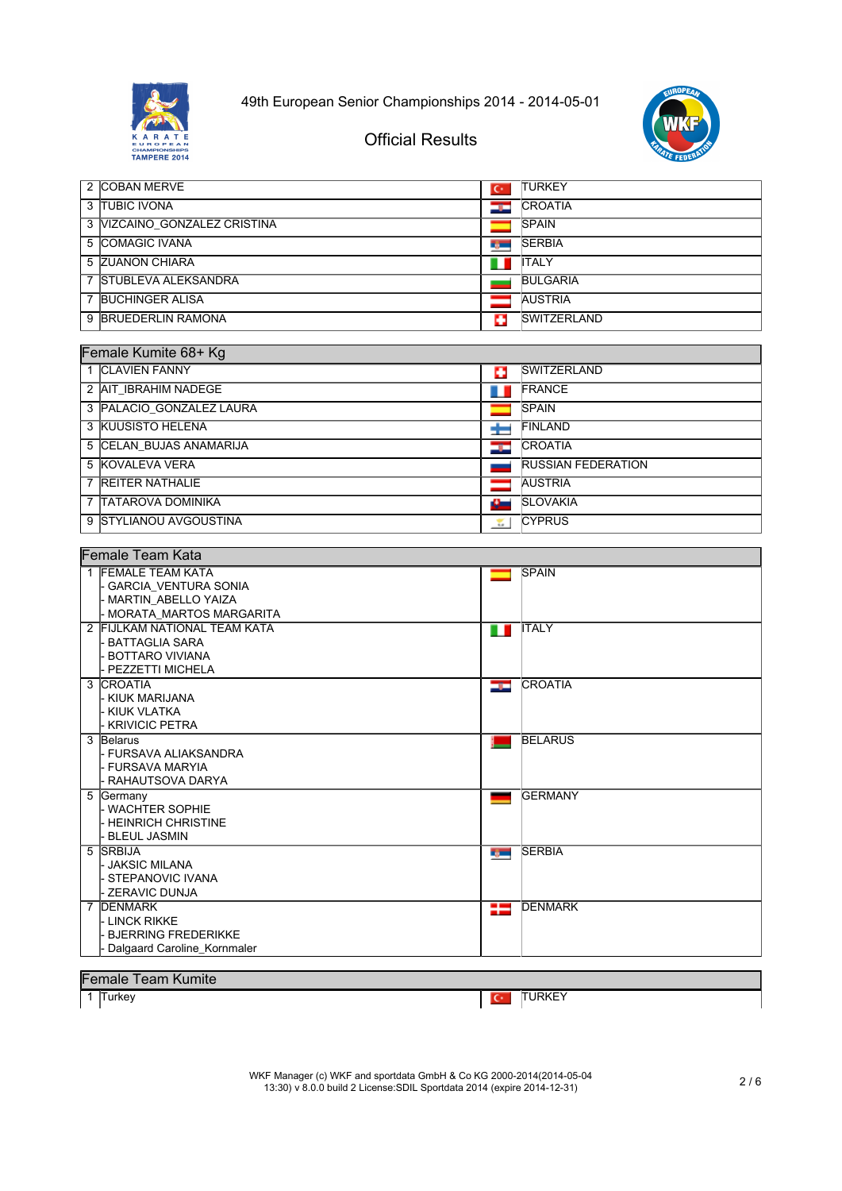# 49th European Senior Championships 2014 - 2014-05-01

## Official Results

| Rank | Name | Country |
|---|---|---|
| 2 | COBAN MERVE | TURKEY |
| 3 | TUBIC IVONA | CROATIA |
| 3 | VIZCAINO_GONZALEZ CRISTINA | SPAIN |
| 5 | COMAGIC IVANA | SERBIA |
| 5 | ZUANON CHIARA | ITALY |
| 7 | STUBLEVA ALEKSANDRA | BULGARIA |
| 7 | BUCHINGER ALISA | AUSTRIA |
| 9 | BRUEDERLIN RAMONA | SWITZERLAND |

### Female Kumite 68+ Kg

| Rank | Name | Country |
|---|---|---|
| 1 | CLAVIEN FANNY | SWITZERLAND |
| 2 | AIT_IBRAHIM NADEGE | FRANCE |
| 3 | PALACIO_GONZALEZ LAURA | SPAIN |
| 3 | KUUSISTO HELENA | FINLAND |
| 5 | CELAN_BUJAS ANAMARIJA | CROATIA |
| 5 | KOVALEVA VERA | RUSSIAN FEDERATION |
| 7 | REITER NATHALIE | AUSTRIA |
| 7 | TATAROVA DOMINIKA | SLOVAKIA |
| 9 | STYLIANOU AVGOUSTINA | CYPRUS |

### Female Team Kata

| Rank | Team | Country |
|---|---|---|
| 1 | FEMALE TEAM KATA<br>- GARCIA_VENTURA SONIA<br>- MARTIN_ABELLO YAIZA<br>- MORATA_MARTOS MARGARITA | SPAIN |
| 2 | FIJLKAM NATIONAL TEAM KATA<br>- BATTAGLIA SARA<br>- BOTTARO VIVIANA<br>- PEZZETTI MICHELA | ITALY |
| 3 | CROATIA<br>- KIUK MARIJANA<br>- KIUK VLATKA<br>- KRIVICIC PETRA | CROATIA |
| 3 | Belarus<br>- FURSAVA ALIAKSANDRA<br>- FURSAVA MARYIA<br>- RAHAUTSOVA DARYA | BELARUS |
| 5 | Germany<br>- WACHTER SOPHIE<br>- HEINRICH CHRISTINE<br>- BLEUL JASMIN | GERMANY |
| 5 | SRBIJA<br>- JAKSIC MILANA<br>- STEPANOVIC IVANA<br>- ZERAVIC DUNJA | SERBIA |
| 7 | DENMARK<br>- LINCK RIKKE<br>- BJERRING FREDERIKKE<br>- Dalgaard Caroline_Kornmaler | DENMARK |

### Female Team Kumite

| Rank | Team | Country |
|---|---|---|
| 1 | Turkey | TURKEY |

WKF Manager (c) WKF and sportdata GmbH & Co KG 2000-2014(2014-05-04 13:30) v 8.0.0 build 2 License:SDIL Sportdata 2014 (expire 2014-12-31)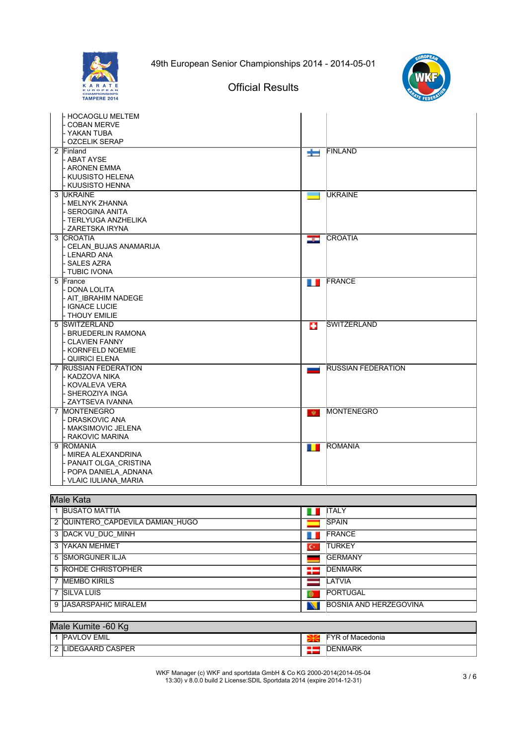| | | |
|---|---|---|
| | - HOCAOGLU MELTEM<br>- COBAN MERVE<br>- YAKAN TUBA<br>- OZCELIK SERAP | |
| 2 | Finland<br>- ABAT AYSE<br>- ARONEN EMMA<br>- KUUSISTO HELENA<br>- KUUSISTO HENNA | FINLAND |
| 3 | UKRAINE<br>- MELNYK ZHANNA<br>- SEROGINA ANITA<br>- TERLYUGA ANZHELIKA<br>- ZARETSKA IRYNA | UKRAINE |
| 3 | CROATIA<br>- CELAN_BUJAS ANAMARIJA<br>- LENARD ANA<br>- SALES AZRA<br>- TUBIC IVONA | CROATIA |
| 5 | France<br>- DONA LOLITA<br>- AIT_IBRAHIM NADEGE<br>- IGNACE LUCIE<br>- THOUY EMILIE | FRANCE |
| 5 | SWITZERLAND<br>- BRUEDERLIN RAMONA<br>- CLAVIEN FANNY<br>- KORNFELD NOEMIE<br>- QUIRICI ELENA | SWITZERLAND |
| 7 | RUSSIAN FEDERATION<br>- KADZOVA NIKA<br>- KOVALEVA VERA<br>- SHEROZIYA INGA<br>- ZAYTSEVA IVANNA | RUSSIAN FEDERATION |
| 7 | MONTENEGRO<br>- DRASKOVIC ANA<br>- MAKSIMOVIC JELENA<br>- RAKOVIC MARINA | MONTENEGRO |
| 9 | ROMANIA<br>- MIREA ALEXANDRINA<br>- PANAIT OLGA_CRISTINA<br>- POPA DANIELA_ADNANA<br>- VLAIC IULIANA_MARIA | ROMANIA |

## Male Kata

| | | |
|---|---|---|
| 1 | BUSATO MATTIA | ITALY |
| 2 | QUINTERO_CAPDEVILA DAMIAN_HUGO | SPAIN |
| 3 | DACK VU_DUC_MINH | FRANCE |
| 3 | YAKAN MEHMET | TURKEY |
| 5 | SMORGUNER ILJA | GERMANY |
| 5 | ROHDE CHRISTOPHER | DENMARK |
| 7 | MEMBO KIRILS | LATVIA |
| 7 | SILVA LUIS | PORTUGAL |
| 9 | JASARSPAHIC MIRALEM | BOSNIA AND HERZEGOVINA |

## Male Kumite -60 Kg

| | | |
|---|---|---|
| 1 | PAVLOV EMIL | FYR of Macedonia |
| 2 | LIDEGAARD CASPER | DENMARK |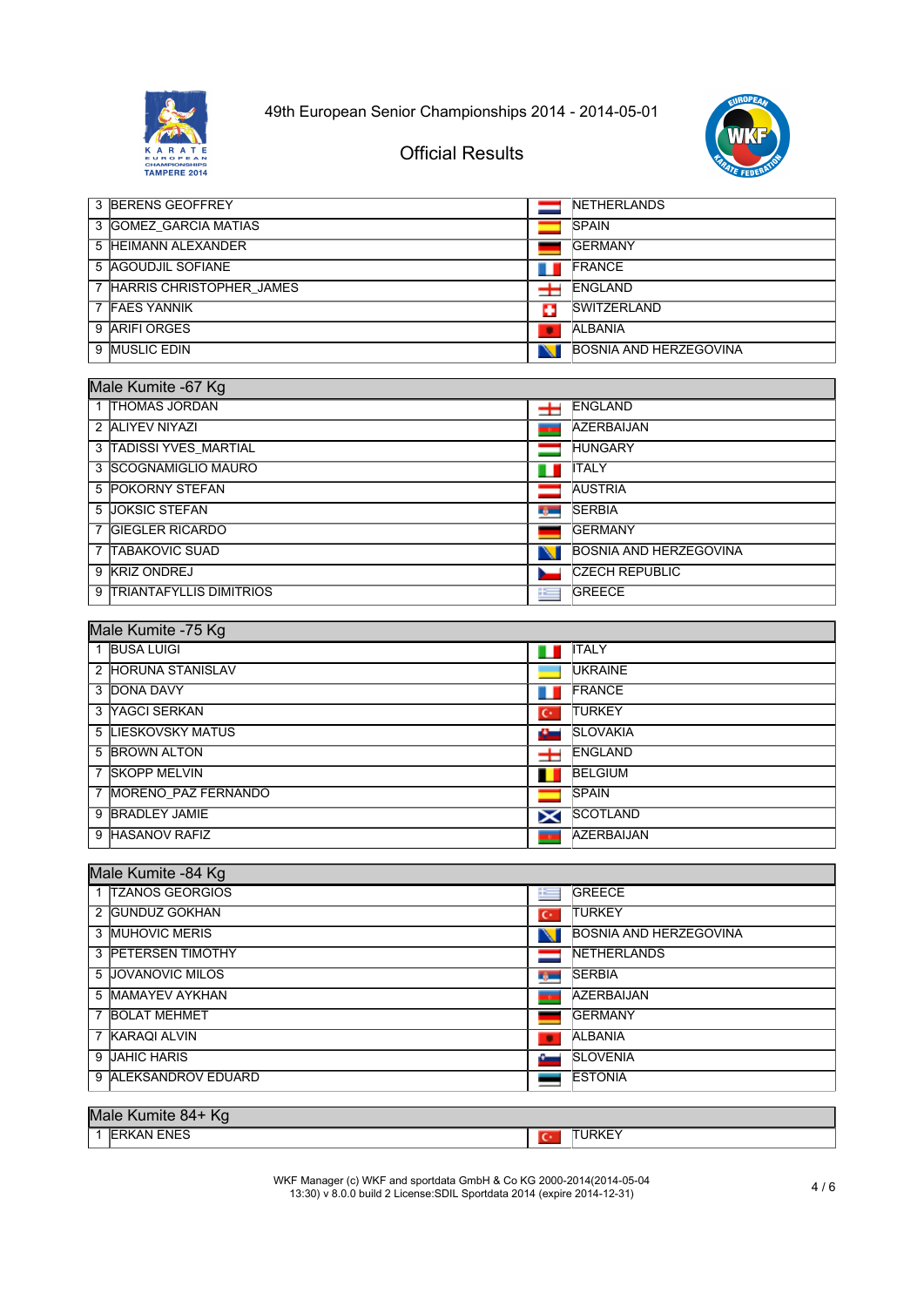# 49th European Senior Championships 2014 - 2014-05-01

## Official Results

| | | |
|---|---|---|
| 3 | BERENS GEOFFREY | NETHERLANDS |
| 3 | GOMEZ_GARCIA MATIAS | SPAIN |
| 5 | HEIMANN ALEXANDER | GERMANY |
| 5 | AGOUDJIL SOFIANE | FRANCE |
| 7 | HARRIS CHRISTOPHER_JAMES | ENGLAND |
| 7 | FAES YANNIK | SWITZERLAND |
| 9 | ARIFI ORGES | ALBANIA |
| 9 | MUSLIC EDIN | BOSNIA AND HERZEGOVINA |

### Male Kumite -67 Kg

| | | |
|---|---|---|
| 1 | THOMAS JORDAN | ENGLAND |
| 2 | ALIYEV NIYAZI | AZERBAIJAN |
| 3 | TADISSI YVES_MARTIAL | HUNGARY |
| 3 | SCOGNAMIGLIO MAURO | ITALY |
| 5 | POKORNY STEFAN | AUSTRIA |
| 5 | JOKSIC STEFAN | SERBIA |
| 7 | GIEGLER RICARDO | GERMANY |
| 7 | TABAKOVIC SUAD | BOSNIA AND HERZEGOVINA |
| 9 | KRIZ ONDREJ | CZECH REPUBLIC |
| 9 | TRIANTAFYLLIS DIMITRIOS | GREECE |

### Male Kumite -75 Kg

| | | |
|---|---|---|
| 1 | BUSA LUIGI | ITALY |
| 2 | HORUNA STANISLAV | UKRAINE |
| 3 | DONA DAVY | FRANCE |
| 3 | YAGCI SERKAN | TURKEY |
| 5 | LIESKOVSKY MATUS | SLOVAKIA |
| 5 | BROWN ALTON | ENGLAND |
| 7 | SKOPP MELVIN | BELGIUM |
| 7 | MORENO_PAZ FERNANDO | SPAIN |
| 9 | BRADLEY JAMIE | SCOTLAND |
| 9 | HASANOV RAFIZ | AZERBAIJAN |

### Male Kumite -84 Kg

| | | |
|---|---|---|
| 1 | TZANOS GEORGIOS | GREECE |
| 2 | GUNDUZ GOKHAN | TURKEY |
| 3 | MUHOVIC MERIS | BOSNIA AND HERZEGOVINA |
| 3 | PETERSEN TIMOTHY | NETHERLANDS |
| 5 | JOVANOVIC MILOS | SERBIA |
| 5 | MAMAYEV AYKHAN | AZERBAIJAN |
| 7 | BOLAT MEHMET | GERMANY |
| 7 | KARAQI ALVIN | ALBANIA |
| 9 | JAHIC HARIS | SLOVENIA |
| 9 | ALEKSANDROV EDUARD | ESTONIA |

### Male Kumite 84+ Kg

| | | |
|---|---|---|
| 1 | ERKAN ENES | TURKEY |

WKF Manager (c) WKF and sportdata GmbH & Co KG 2000-2014(2014-05-04 13:30) v 8.0.0 build 2 License:SDIL Sportdata 2014 (expire 2014-12-31)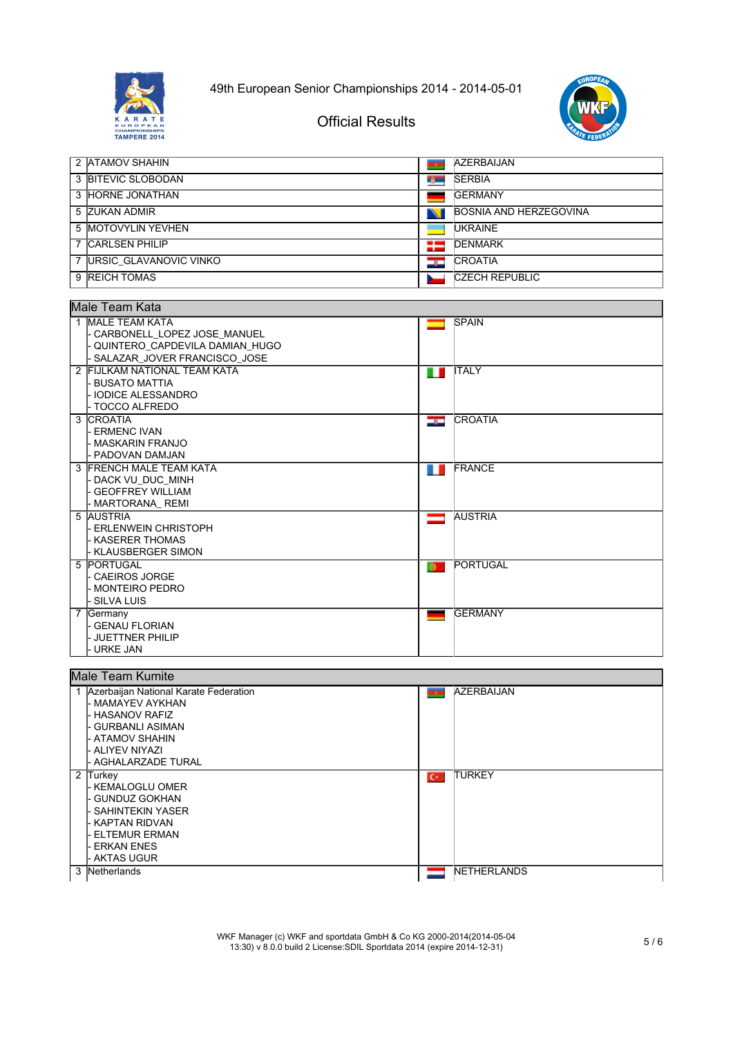| Rank | Name | Country |
|---|---|---|
| 2 | ATAMOV SHAHIN | AZERBAIJAN |
| 3 | BITEVIC SLOBODAN | SERBIA |
| 3 | HORNE JONATHAN | GERMANY |
| 5 | ZUKAN ADMIR | BOSNIA AND HERZEGOVINA |
| 5 | MOTOVYLIN YEVHEN | UKRAINE |
| 7 | CARLSEN PHILIP | DENMARK |
| 7 | URSIC_GLAVANOVIC VINKO | CROATIA |
| 9 | REICH TOMAS | CZECH REPUBLIC |

## Male Team Kata

| Rank | Team | Country |
|---|---|---|
| 1 | MALE TEAM KATA<br>- CARBONELL_LOPEZ JOSE_MANUEL<br>- QUINTERO_CAPDEVILA DAMIAN_HUGO<br>- SALAZAR_JOVER FRANCISCO_JOSE | SPAIN |
| 2 | FIJLKAM NATIONAL TEAM KATA<br>- BUSATO MATTIA<br>- IODICE ALESSANDRO<br>- TOCCO ALFREDO | ITALY |
| 3 | CROATIA<br>- ERMENC IVAN<br>- MASKARIN FRANJO<br>- PADOVAN DAMJAN | CROATIA |
| 3 | FRENCH MALE TEAM KATA<br>- DACK VU_DUC_MINH<br>- GEOFFREY WILLIAM<br>- MARTORANA_ REMI | FRANCE |
| 5 | AUSTRIA<br>- ERLENWEIN CHRISTOPH<br>- KASERER THOMAS<br>- KLAUSBERGER SIMON | AUSTRIA |
| 5 | PORTUGAL<br>- CAEIROS JORGE<br>- MONTEIRO PEDRO<br>- SILVA LUIS | PORTUGAL |
| 7 | Germany<br>- GENAU FLORIAN<br>- JUETTNER PHILIP<br>- URKE JAN | GERMANY |

## Male Team Kumite

| Rank | Team | Country |
|---|---|---|
| 1 | Azerbaijan National Karate Federation<br>- MAMAYEV AYKHAN<br>- HASANOV RAFIZ<br>- GURBANLI ASIMAN<br>- ATAMOV SHAHIN<br>- ALIYEV NIYAZI<br>- AGHALARZADE TURAL | AZERBAIJAN |
| 2 | Turkey<br>- KEMALOGLU OMER<br>- GUNDUZ GOKHAN<br>- SAHINTEKIN YASER<br>- KAPTAN RIDVAN<br>- ELTEMUR ERMAN<br>- ERKAN ENES<br>- AKTAS UGUR | TURKEY |
| 3 | Netherlands | NETHERLANDS |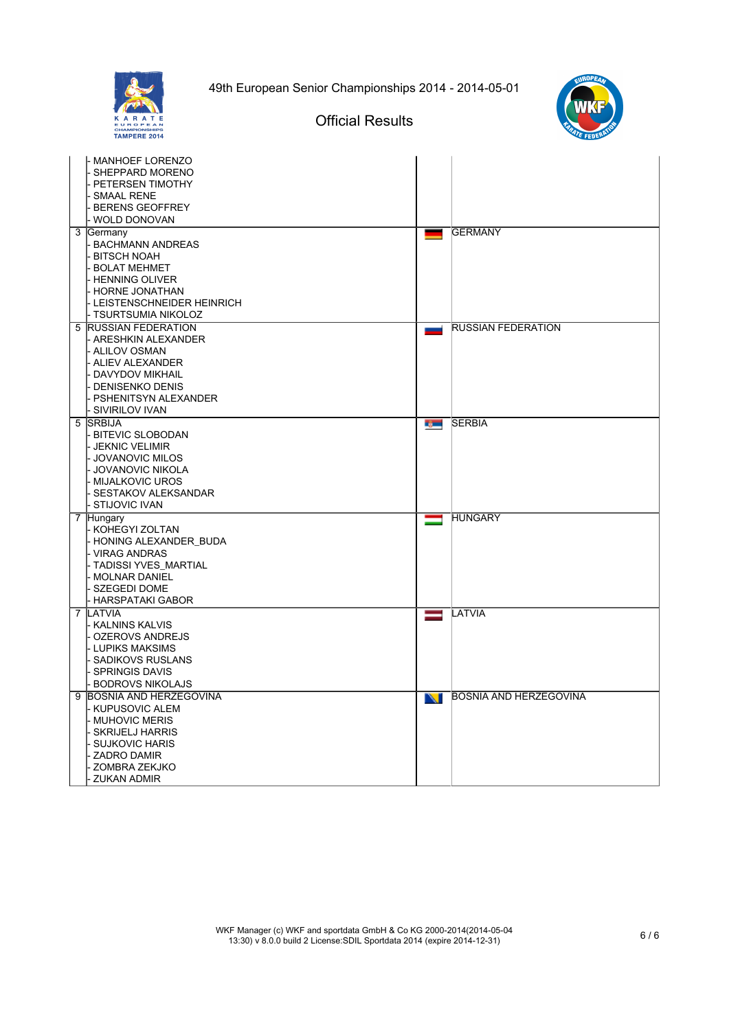49th European Senior Championships 2014 - 2014-05-01

Official Results

| | | | |
|---|---|---|---|
| | - MANHOEF LORENZO<br>- SHEPPARD MORENO<br>- PETERSEN TIMOTHY<br>- SMAAL RENE<br>- BERENS GEOFFREY<br>- WOLD DONOVAN | | |
| 3 | Germany<br>- BACHMANN ANDREAS<br>- BITSCH NOAH<br>- BOLAT MEHMET<br>- HENNING OLIVER<br>- HORNE JONATHAN<br>- LEISTENSCHNEIDER HEINRICH<br>- TSURTSUMIA NIKOLOZ | | GERMANY |
| 5 | RUSSIAN FEDERATION<br>- ARESHKIN ALEXANDER<br>- ALILOV OSMAN<br>- ALIEV ALEXANDER<br>- DAVYDOV MIKHAIL<br>- DENISENKO DENIS<br>- PSHENITSYN ALEXANDER<br>- SIVIRILOV IVAN | | RUSSIAN FEDERATION |
| 5 | SRBIJA<br>- BITEVIC SLOBODAN<br>- JEKNIC VELIMIR<br>- JOVANOVIC MILOS<br>- JOVANOVIC NIKOLA<br>- MIJALKOVIC UROS<br>- SESTAKOV ALEKSANDAR<br>- STIJOVIC IVAN | | SERBIA |
| 7 | Hungary<br>- KOHEGYI ZOLTAN<br>- HONING ALEXANDER_BUDA<br>- VIRAG ANDRAS<br>- TADISSI YVES_MARTIAL<br>- MOLNAR DANIEL<br>- SZEGEDI DOME<br>- HARSPATAKI GABOR | | HUNGARY |
| 7 | LATVIA<br>- KALNINS KALVIS<br>- OZEROVS ANDREJS<br>- LUPIKS MAKSIMS<br>- SADIKOVS RUSLANS<br>- SPRINGIS DAVIS<br>- BODROVS NIKOLAJS | | LATVIA |
| 9 | BOSNIA AND HERZEGOVINA<br>- KUPUSOVIC ALEM<br>- MUHOVIC MERIS<br>- SKRIJELJ HARRIS<br>- SUJKOVIC HARIS<br>- ZADRO DAMIR<br>- ZOMBRA ZEKJKO<br>- ZUKAN ADMIR | | BOSNIA AND HERZEGOVINA |

WKF Manager (c) WKF and sportdata GmbH & Co KG 2000-2014(2014-05-04 13:30) v 8.0.0 build 2 License:SDIL Sportdata 2014 (expire 2014-12-31)